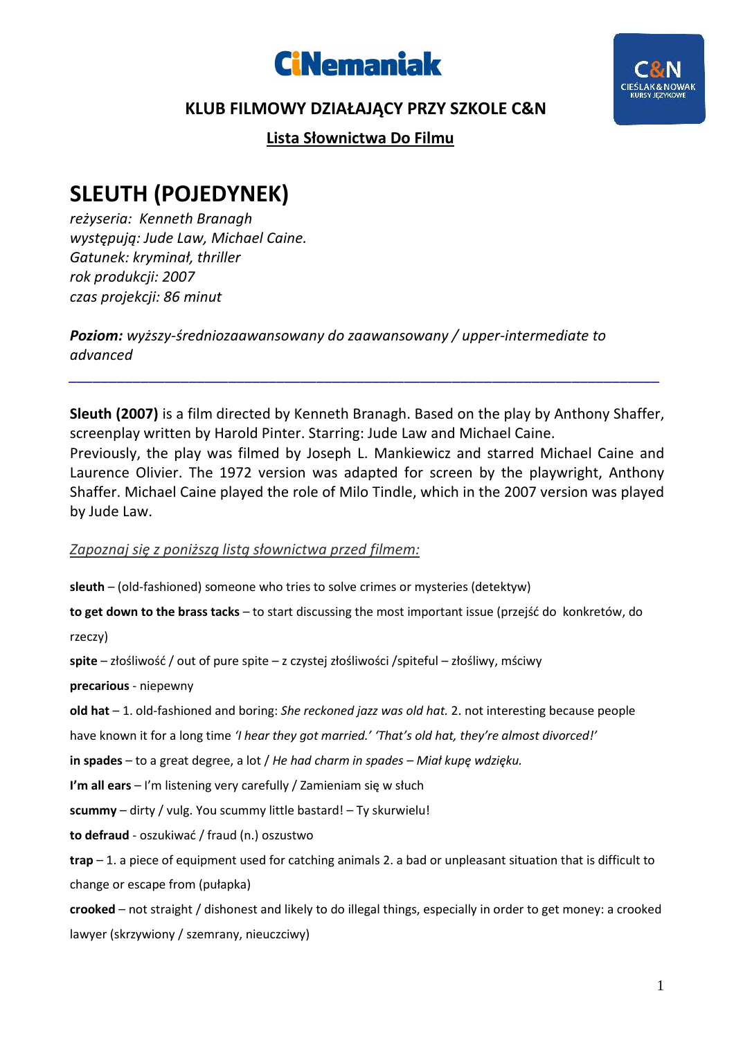**CiNemaniak**

**KLUB FILMOWY DZIAŁAJĄCY PRZY SZKOLE C&N**

**Lista Słownictwa Do Filmu**

# SLEUTH (POJEDYNEK)

*reżyseria: Kenneth Branagh*
*występują: Jude Law, Michael Caine.*
*Gatunek: kryminał, thriller*
*rok produkcji: 2007*
*czas projekcji: 86 minut*

***Poziom:*** *wyższy-średniozaawansowany do zaawansowany / upper-intermediate to advanced*

---

**Sleuth (2007)** is a film directed by Kenneth Branagh. Based on the play by Anthony Shaffer, screenplay written by Harold Pinter. Starring: Jude Law and Michael Caine.
Previously, the play was filmed by Joseph L. Mankiewicz and starred Michael Caine and Laurence Olivier. The 1972 version was adapted for screen by the playwright, Anthony Shaffer. Michael Caine played the role of Milo Tindle, which in the 2007 version was played by Jude Law.

*Zapoznaj się z poniższą listą słownictwa przed filmem:*

**sleuth** – (old-fashioned) someone who tries to solve crimes or mysteries (detektyw)

**to get down to the brass tacks** – to start discussing the most important issue (przejść do konkretów, do rzeczy)

**spite** – złośliwość / out of pure spite – z czystej złośliwości /spiteful – złośliwy, mściwy

**precarious** - niepewny

**old hat** – 1. old-fashioned and boring: *She reckoned jazz was old hat.* 2. not interesting because people have known it for a long time *'I hear they got married.' 'That's old hat, they're almost divorced!'*

**in spades** – to a great degree, a lot / *He had charm in spades – Miał kupę wdzięku.*

**I'm all ears** – I'm listening very carefully / Zamieniam się w słuch

**scummy** – dirty / vulg. You scummy little bastard! – Ty skurwielu!

**to defraud** - oszukiwać / fraud (n.) oszustwo

**trap** – 1. a piece of equipment used for catching animals 2. a bad or unpleasant situation that is difficult to change or escape from (pułapka)

**crooked** – not straight / dishonest and likely to do illegal things, especially in order to get money: a crooked lawyer (skrzywiony / szemrany, nieuczciwy)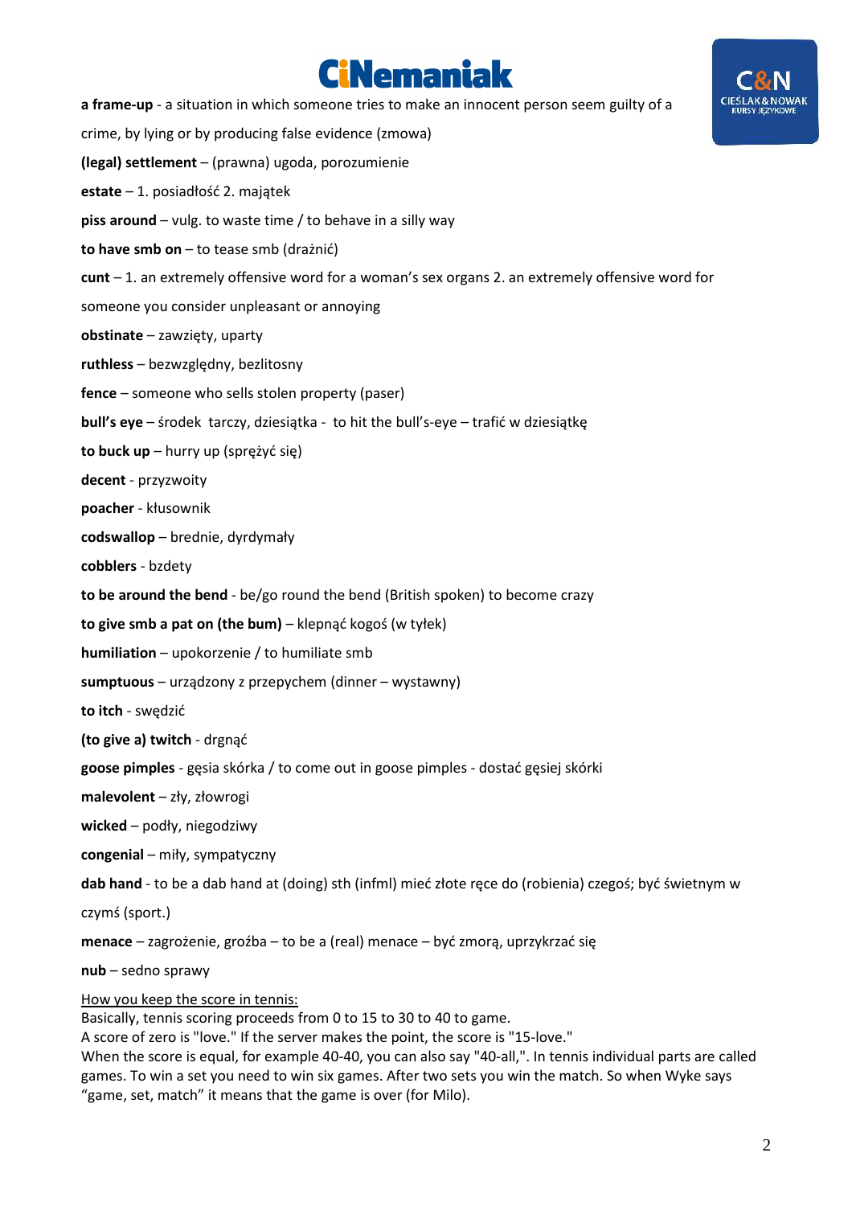**a frame-up** - a situation in which someone tries to make an innocent person seem guilty of a crime, by lying or by producing false evidence (zmowa)

**(legal) settlement** – (prawna) ugoda, porozumienie

**estate** – 1. posiadłość 2. majątek

**piss around** – vulg. to waste time / to behave in a silly way

**to have smb on** – to tease smb (drażnić)

**cunt** – 1. an extremely offensive word for a woman's sex organs 2. an extremely offensive word for someone you consider unpleasant or annoying

**obstinate** – zawzięty, uparty

**ruthless** – bezwzględny, bezlitosny

**fence** – someone who sells stolen property (paser)

**bull's eye** – środek tarczy, dziesiątka - to hit the bull's-eye – trafić w dziesiątkę

**to buck up** – hurry up (sprężyć się)

**decent** - przyzwoity

**poacher** - kłusownik

**codswallop** – brednie, dyrdymały

**cobblers** - bzdety

**to be around the bend** - be/go round the bend (British spoken) to become crazy

**to give smb a pat on (the bum)** – klepnąć kogoś (w tyłek)

**humiliation** – upokorzenie / to humiliate smb

**sumptuous** – urządzony z przepychem (dinner – wystawny)

**to itch** - swędzić

**(to give a) twitch** - drgnąć

**goose pimples** - gęsia skórka / to come out in goose pimples - dostać gęsiej skórki

**malevolent** – zły, złowrogi

**wicked** – podły, niegodziwy

**congenial** – miły, sympatyczny

**dab hand** - to be a dab hand at (doing) sth (infml) mieć złote ręce do (robienia) czegoś; być świetnym w czymś (sport.)

**menace** – zagrożenie, groźba – to be a (real) menace – być zmorą, uprzykrzać się

**nub** – sedno sprawy

How you keep the score in tennis:

Basically, tennis scoring proceeds from 0 to 15 to 30 to 40 to game.
A score of zero is "love." If the server makes the point, the score is "15-love."
When the score is equal, for example 40-40, you can also say "40-all,". In tennis individual parts are called games. To win a set you need to win six games. After two sets you win the match. So when Wyke says "game, set, match" it means that the game is over (for Milo).